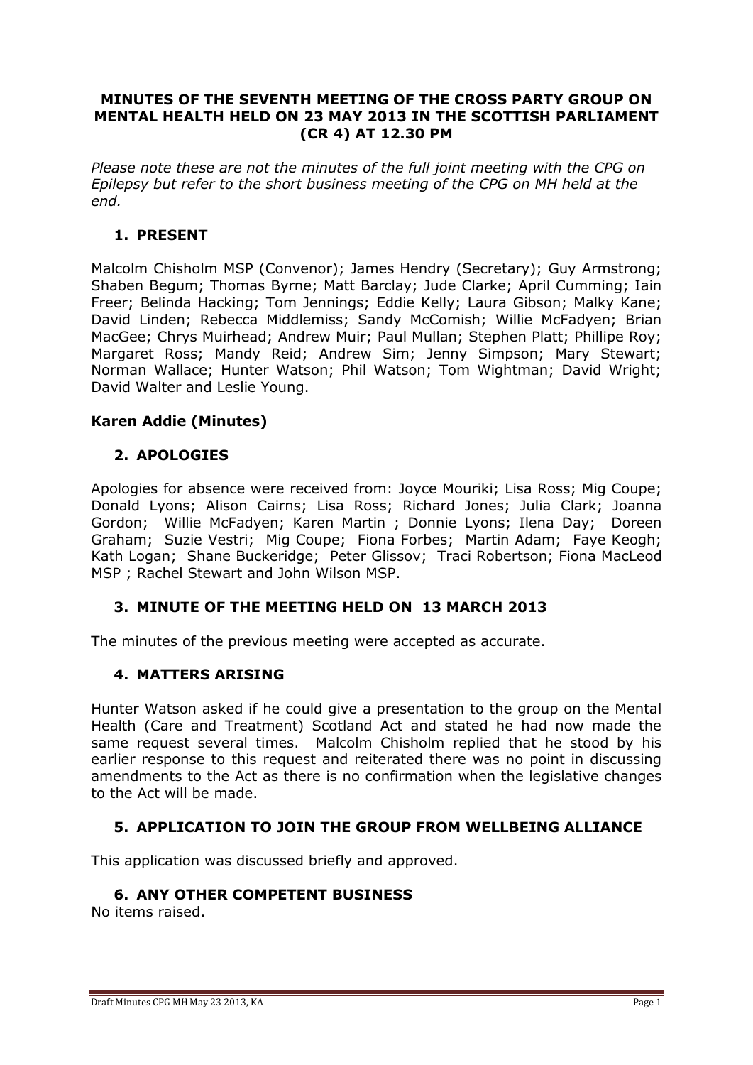# MINUTES OF THE SEVENTH MEETING OF THE CROSS PARTY GROUP ON MENTAL HEALTH HELD ON 23 MAY 2013 IN THE SCOTTISH PARLIAMENT (CR 4) AT 12.30 PM

*Please note these are not the minutes of the full joint meeting with the CPG on Epilepsy but refer to the short business meeting of the CPG on MH held at the end.*

## 1. PRESENT

Malcolm Chisholm MSP (Convenor); James Hendry (Secretary); Guy Armstrong; Shaben Begum; Thomas Byrne; Matt Barclay; Jude Clarke; April Cumming; Iain Freer; Belinda Hacking; Tom Jennings; Eddie Kelly; Laura Gibson; Malky Kane; David Linden; Rebecca Middlemiss; Sandy McComish; Willie McFadyen; Brian MacGee; Chrys Muirhead; Andrew Muir; Paul Mullan; Stephen Platt; Phillipe Roy; Margaret Ross; Mandy Reid; Andrew Sim; Jenny Simpson; Mary Stewart; Norman Wallace; Hunter Watson; Phil Watson; Tom Wightman; David Wright; David Walter and Leslie Young.

**Karen Addie (Minutes)**

## 2. APOLOGIES

Apologies for absence were received from: Joyce Mouriki; Lisa Ross; Mig Coupe; Donald Lyons; Alison Cairns; Lisa Ross; Richard Jones; Julia Clark; Joanna Gordon; Willie McFadyen; Karen Martin ; Donnie Lyons; Ilena Day; Doreen Graham; Suzie Vestri; Mig Coupe; Fiona Forbes; Martin Adam; Faye Keogh; Kath Logan; Shane Buckeridge; Peter Glissov; Traci Robertson; Fiona MacLeod MSP ; Rachel Stewart and John Wilson MSP.

## 3. MINUTE OF THE MEETING HELD ON 13 MARCH 2013

The minutes of the previous meeting were accepted as accurate.

## 4. MATTERS ARISING

Hunter Watson asked if he could give a presentation to the group on the Mental Health (Care and Treatment) Scotland Act and stated he had now made the same request several times. Malcolm Chisholm replied that he stood by his earlier response to this request and reiterated there was no point in discussing amendments to the Act as there is no confirmation when the legislative changes to the Act will be made.

## 5. APPLICATION TO JOIN THE GROUP FROM WELLBEING ALLIANCE

This application was discussed briefly and approved.

## 6. ANY OTHER COMPETENT BUSINESS

No items raised.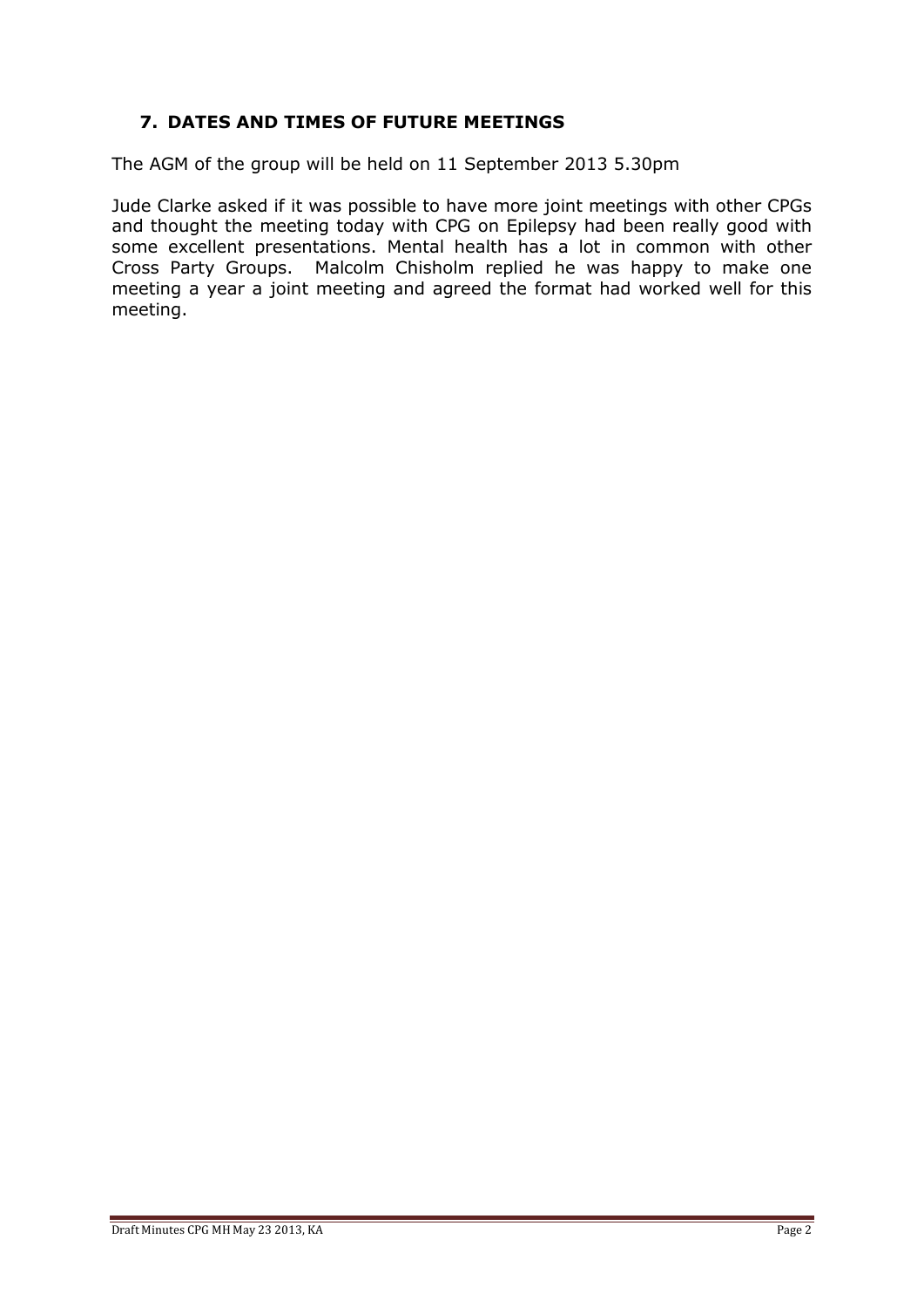## 7. DATES AND TIMES OF FUTURE MEETINGS

The AGM of the group will be held on 11 September 2013 5.30pm

Jude Clarke asked if it was possible to have more joint meetings with other CPGs and thought the meeting today with CPG on Epilepsy had been really good with some excellent presentations. Mental health has a lot in common with other Cross Party Groups. Malcolm Chisholm replied he was happy to make one meeting a year a joint meeting and agreed the format had worked well for this meeting.